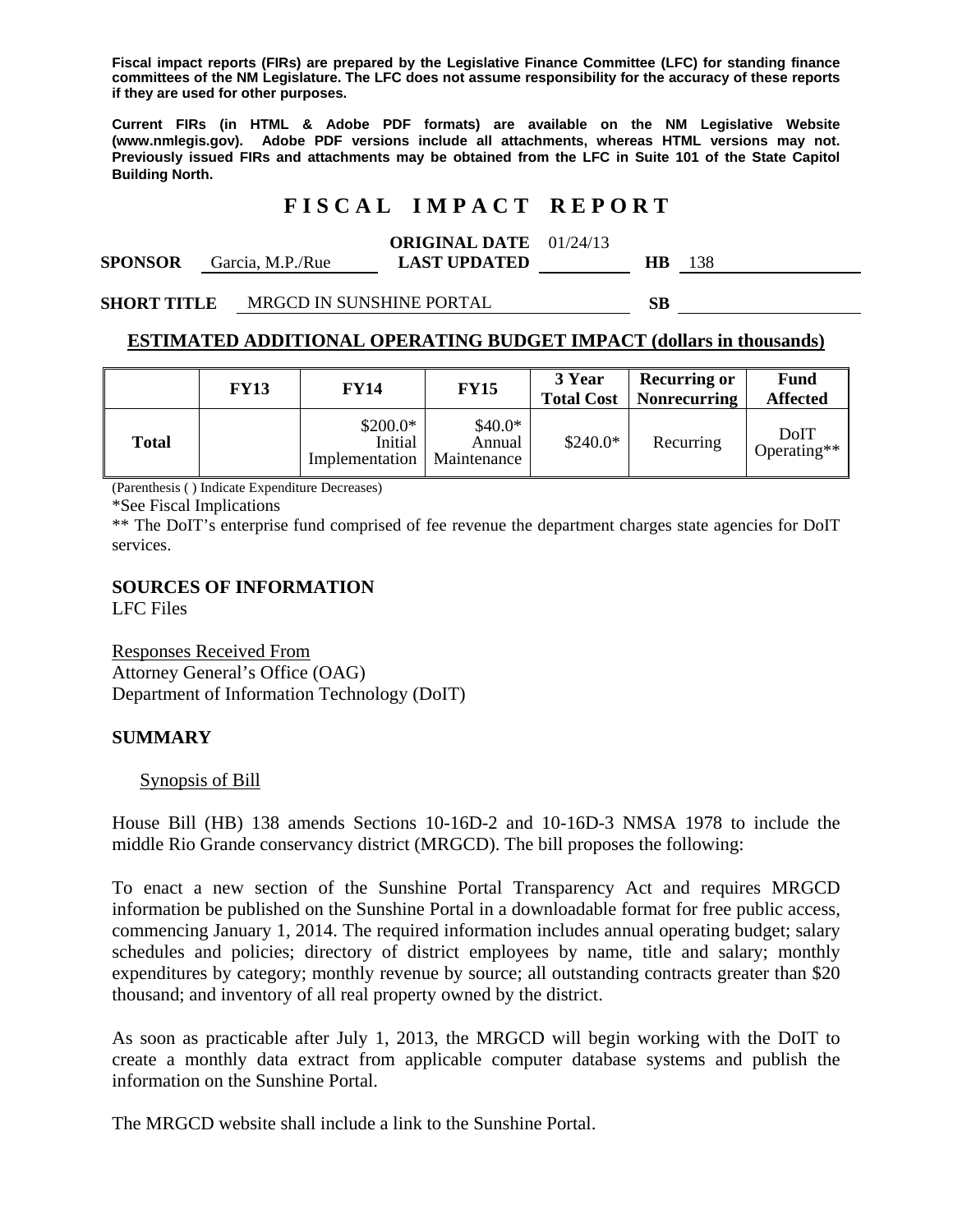**Fiscal impact reports (FIRs) are prepared by the Legislative Finance Committee (LFC) for standing finance committees of the NM Legislature. The LFC does not assume responsibility for the accuracy of these reports if they are used for other purposes.**

**Current FIRs (in HTML & Adobe PDF formats) are available on the NM Legislative Website (www.nmlegis.gov). Adobe PDF versions include all attachments, whereas HTML versions may not. Previously issued FIRs and attachments may be obtained from the LFC in Suite 101 of the State Capitol Building North.**

# F I S C A L   I M P A C T   R E P O R T

**SPONSOR** Garcia, M.P./Rue **ORIGINAL DATE** 01/24/13 **LAST UPDATED** **HB** 138

**SHORT TITLE** MRGCD IN SUNSHINE PORTAL **SB**

## ESTIMATED ADDITIONAL OPERATING BUDGET IMPACT (dollars in thousands)

| | FY13 | FY14 | FY15 | 3 Year Total Cost | Recurring or Nonrecurring | Fund Affected |
|---|---|---|---|---|---|---|
| **Total** | | $200.0* Initial Implementation | $40.0* Annual Maintenance | $240.0* | Recurring | DoIT Operating** |

(Parenthesis ( ) Indicate Expenditure Decreases)

*See Fiscal Implications

** The DoIT's enterprise fund comprised of fee revenue the department charges state agencies for DoIT services.

**SOURCES OF INFORMATION**
LFC Files

Responses Received From
Attorney General's Office (OAG)
Department of Information Technology (DoIT)

## SUMMARY

Synopsis of Bill

House Bill (HB) 138 amends Sections 10-16D-2 and 10-16D-3 NMSA 1978 to include the middle Rio Grande conservancy district (MRGCD). The bill proposes the following:

To enact a new section of the Sunshine Portal Transparency Act and requires MRGCD information be published on the Sunshine Portal in a downloadable format for free public access, commencing January 1, 2014. The required information includes annual operating budget; salary schedules and policies; directory of district employees by name, title and salary; monthly expenditures by category; monthly revenue by source; all outstanding contracts greater than $20 thousand; and inventory of all real property owned by the district.

As soon as practicable after July 1, 2013, the MRGCD will begin working with the DoIT to create a monthly data extract from applicable computer database systems and publish the information on the Sunshine Portal.

The MRGCD website shall include a link to the Sunshine Portal.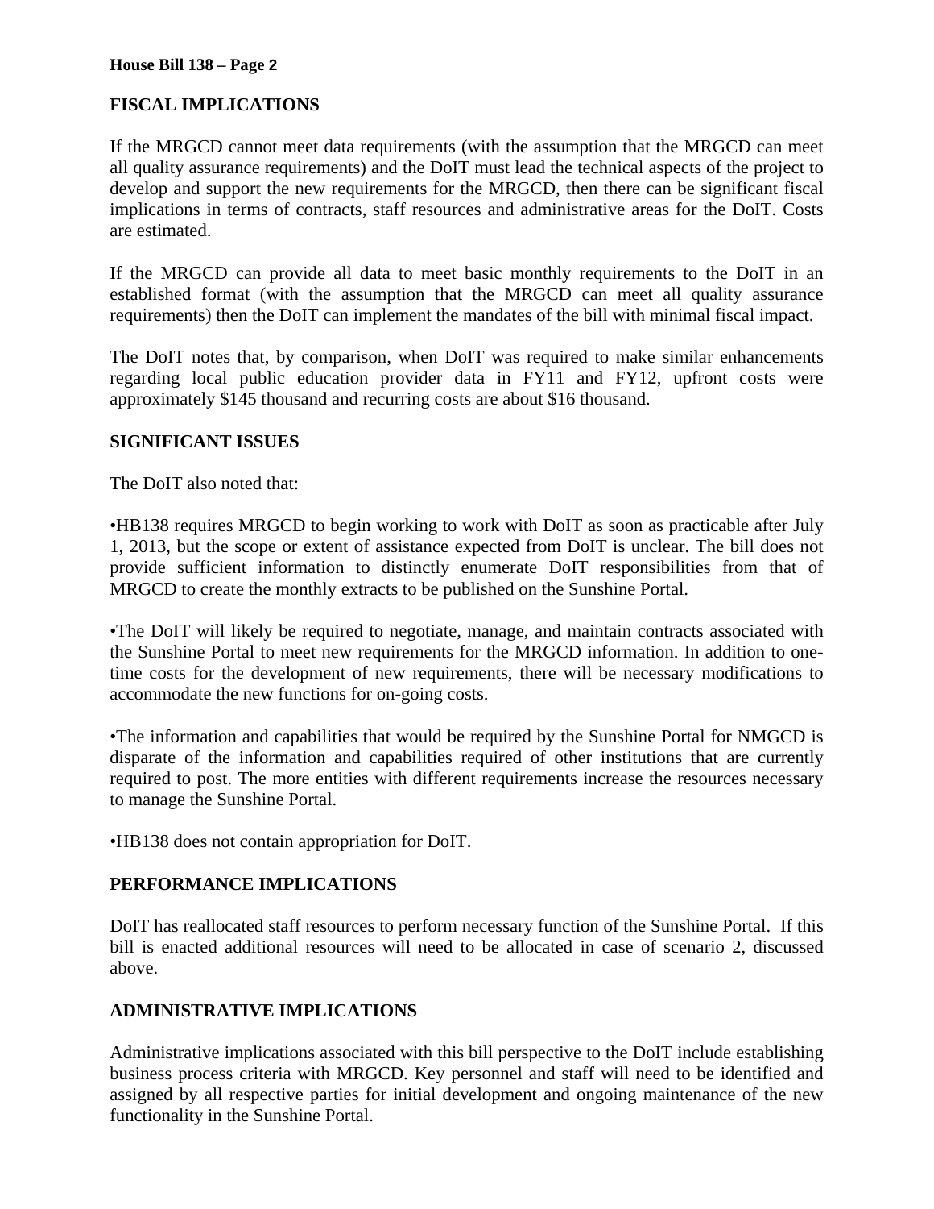## FISCAL IMPLICATIONS

If the MRGCD cannot meet data requirements (with the assumption that the MRGCD can meet all quality assurance requirements) and the DoIT must lead the technical aspects of the project to develop and support the new requirements for the MRGCD, then there can be significant fiscal implications in terms of contracts, staff resources and administrative areas for the DoIT. Costs are estimated.

If the MRGCD can provide all data to meet basic monthly requirements to the DoIT in an established format (with the assumption that the MRGCD can meet all quality assurance requirements) then the DoIT can implement the mandates of the bill with minimal fiscal impact.

The DoIT notes that, by comparison, when DoIT was required to make similar enhancements regarding local public education provider data in FY11 and FY12, upfront costs were approximately $145 thousand and recurring costs are about $16 thousand.

## SIGNIFICANT ISSUES

The DoIT also noted that:

•HB138 requires MRGCD to begin working to work with DoIT as soon as practicable after July 1, 2013, but the scope or extent of assistance expected from DoIT is unclear. The bill does not provide sufficient information to distinctly enumerate DoIT responsibilities from that of MRGCD to create the monthly extracts to be published on the Sunshine Portal.

•The DoIT will likely be required to negotiate, manage, and maintain contracts associated with the Sunshine Portal to meet new requirements for the MRGCD information. In addition to one-time costs for the development of new requirements, there will be necessary modifications to accommodate the new functions for on-going costs.

•The information and capabilities that would be required by the Sunshine Portal for NMGCD is disparate of the information and capabilities required of other institutions that are currently required to post. The more entities with different requirements increase the resources necessary to manage the Sunshine Portal.

•HB138 does not contain appropriation for DoIT.

## PERFORMANCE IMPLICATIONS

DoIT has reallocated staff resources to perform necessary function of the Sunshine Portal. If this bill is enacted additional resources will need to be allocated in case of scenario 2, discussed above.

## ADMINISTRATIVE IMPLICATIONS

Administrative implications associated with this bill perspective to the DoIT include establishing business process criteria with MRGCD. Key personnel and staff will need to be identified and assigned by all respective parties for initial development and ongoing maintenance of the new functionality in the Sunshine Portal.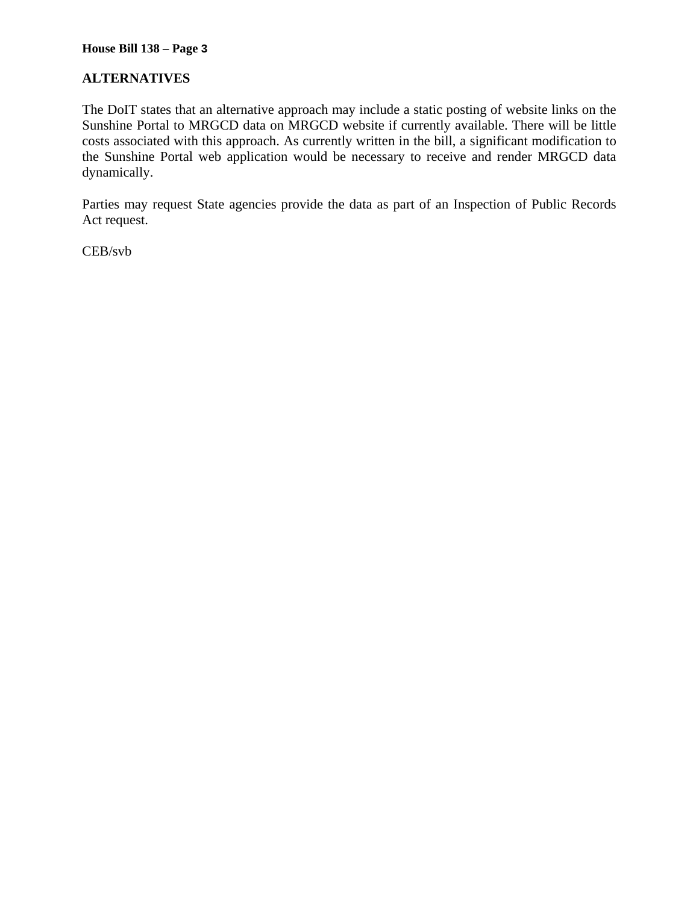**ALTERNATIVES**

The DoIT states that an alternative approach may include a static posting of website links on the Sunshine Portal to MRGCD data on MRGCD website if currently available. There will be little costs associated with this approach. As currently written in the bill, a significant modification to the Sunshine Portal web application would be necessary to receive and render MRGCD data dynamically.

Parties may request State agencies provide the data as part of an Inspection of Public Records Act request.

CEB/svb